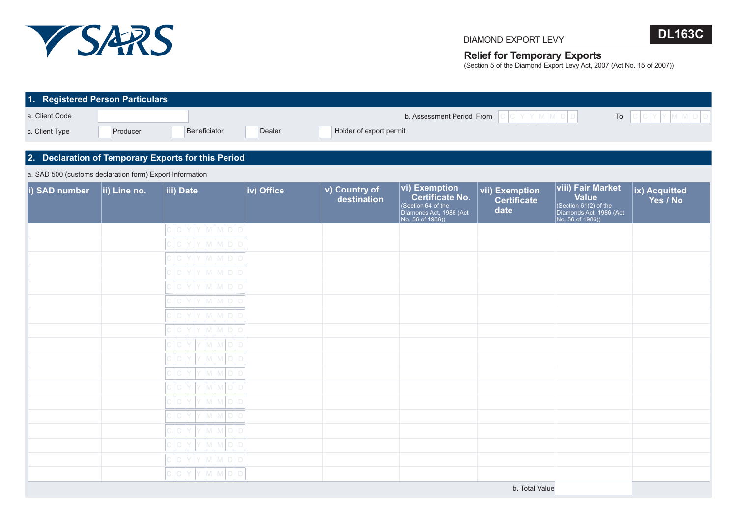SARS

DIAMOND EXPORT LEVY

**DL163C**

## Relief for Temporary Exports

(Section 5 of the Diamond Export Levy Act, 2007 (Act No. 15 of 2007))

## 1. Registered Person Particulars

a. Client Code

b. Assessment Period From CCYYMMDD To CCYYMMDD

c. Client Type ☐ Producer ☐ Beneficiator ☐ Dealer ☐ Holder of export permit

## 2. Declaration of Temporary Exports for this Period

a. SAD 500 (customs declaration form) Export Information

| i) SAD number | ii) Line no. | iii) Date | iv) Office | v) Country of destination | vi) Exemption Certificate No. (Section 64 of the Diamonds Act, 1986 (Act No. 56 of 1986)) | vii) Exemption Certificate date | viii) Fair Market Value (Section 61(2) of the Diamonds Act, 1986 (Act No. 56 of 1986)) | ix) Acquitted Yes / No |
|---|---|---|---|---|---|---|---|---|
| | | CCYYMMDD | | | | | | |
| | | CCYYMMDD | | | | | | |
| | | CCYYMMDD | | | | | | |
| | | CCYYMMDD | | | | | | |
| | | CCYYMMDD | | | | | | |
| | | CCYYMMDD | | | | | | |
| | | CCYYMMDD | | | | | | |
| | | CCYYMMDD | | | | | | |
| | | CCYYMMDD | | | | | | |
| | | CCYYMMDD | | | | | | |
| | | CCYYMMDD | | | | | | |
| | | CCYYMMDD | | | | | | |
| | | CCYYMMDD | | | | | | |
| | | CCYYMMDD | | | | | | |
| | | CCYYMMDD | | | | | | |
| | | CCYYMMDD | | | | | | |
| | | CCYYMMDD | | | | | | |
| | | CCYYMMDD | | | | | | |

b. Total Value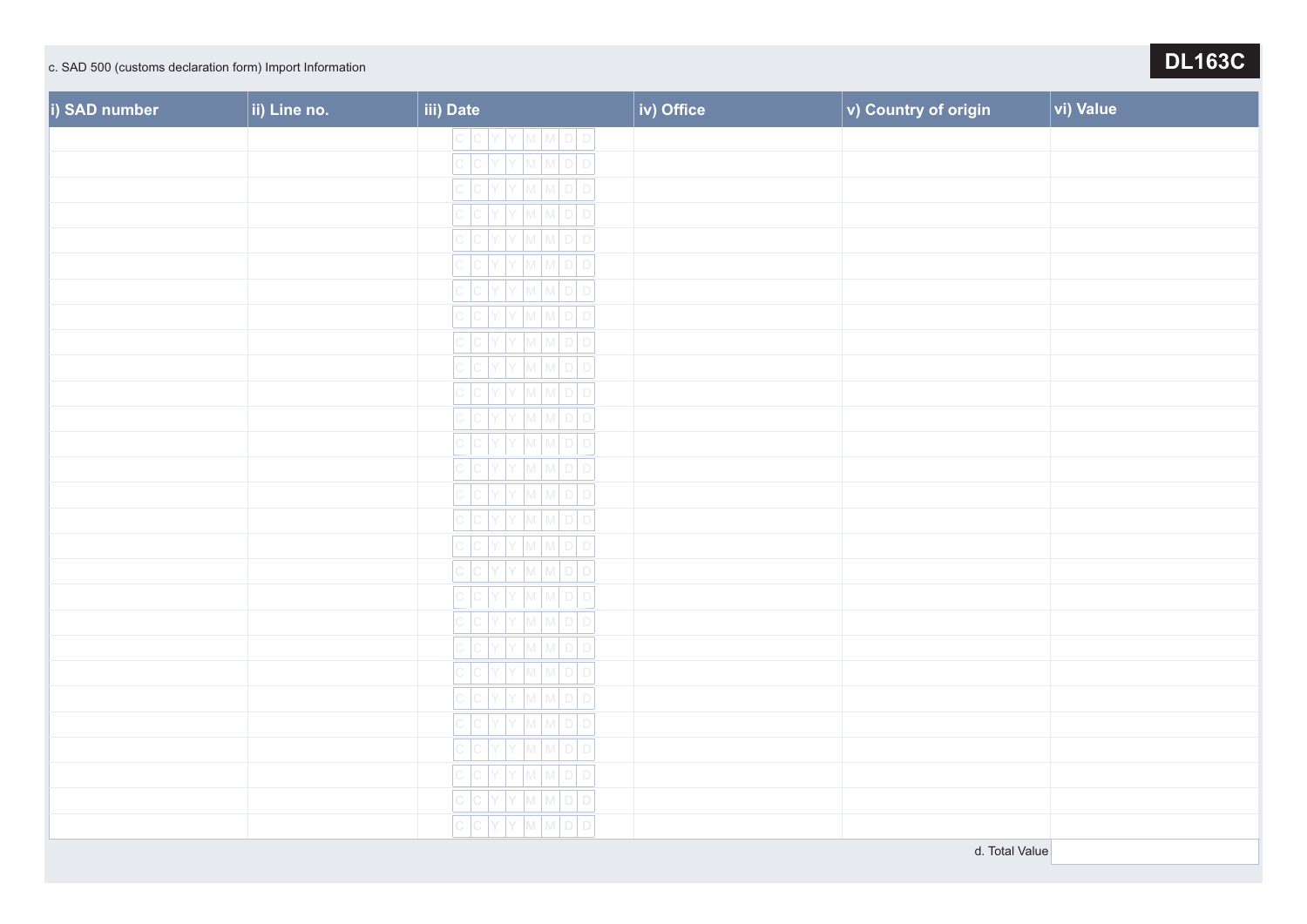c. SAD 500 (customs declaration form) Import Information

**DL163C**

| i) SAD number | ii) Line no. | iii) Date | iv) Office | v) Country of origin | vi) Value |
|---|---|---|---|---|---|
| | | CCYYMMDD | | | |
| | | CCYYMMDD | | | |
| | | CCYYMMDD | | | |
| | | CCYYMMDD | | | |
| | | CCYYMMDD | | | |
| | | CCYYMMDD | | | |
| | | CCYYMMDD | | | |
| | | CCYYMMDD | | | |
| | | CCYYMMDD | | | |
| | | CCYYMMDD | | | |
| | | CCYYMMDD | | | |
| | | CCYYMMDD | | | |
| | | CCYYMMDD | | | |
| | | CCYYMMDD | | | |
| | | CCYYMMDD | | | |
| | | CCYYMMDD | | | |
| | | CCYYMMDD | | | |
| | | CCYYMMDD | | | |
| | | CCYYMMDD | | | |
| | | CCYYMMDD | | | |
| | | CCYYMMDD | | | |
| | | CCYYMMDD | | | |
| | | CCYYMMDD | | | |
| | | CCYYMMDD | | | |
| | | CCYYMMDD | | | |
| | | CCYYMMDD | | | |
| | | CCYYMMDD | | | |
| | | CCYYMMDD | | | |

d. Total Value